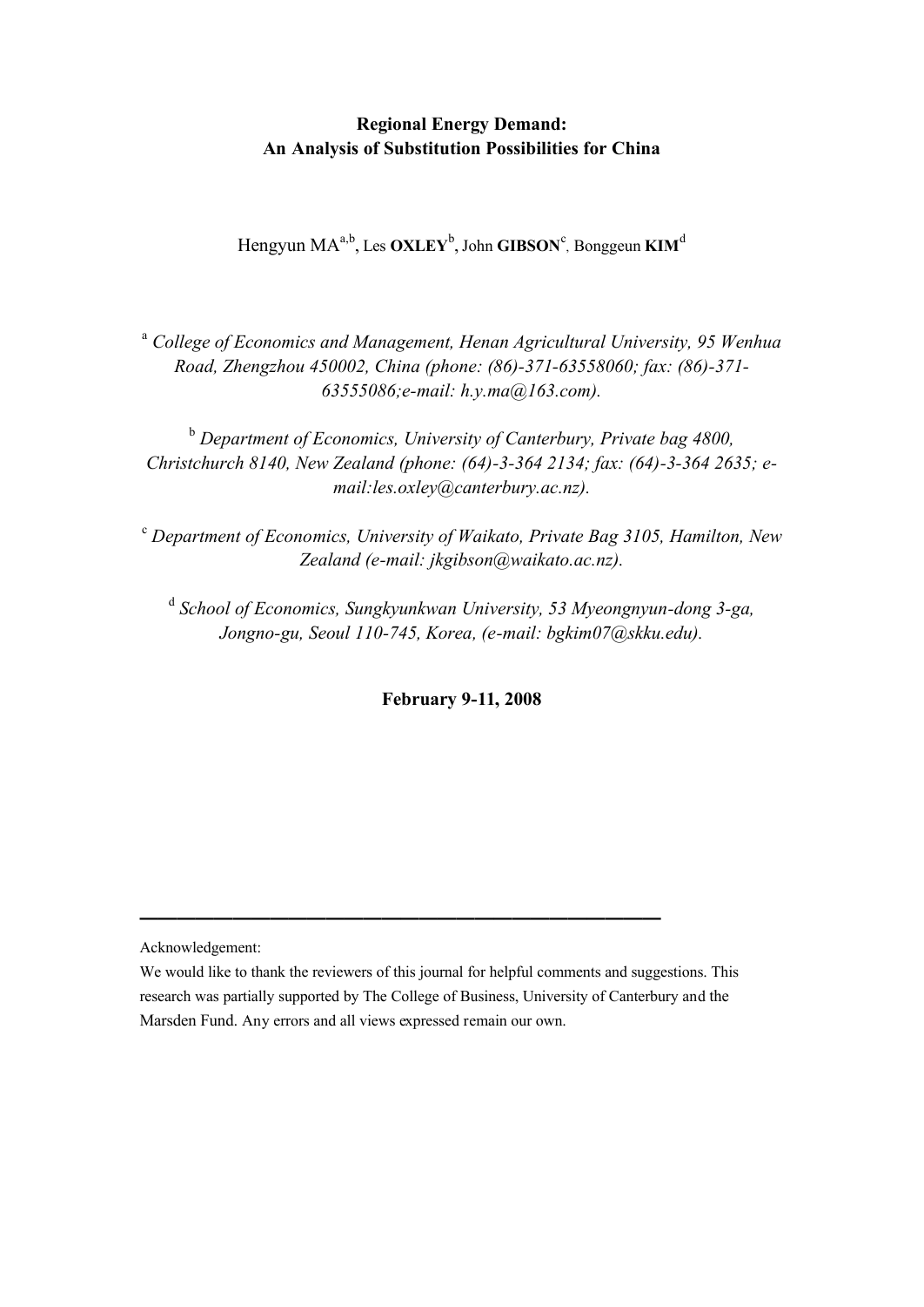**Regional Energy Demand:**
**An Analysis of Substitution Possibilities for China**

Hengyun MA[a,b], Les **OXLEY**[b], John **GIBSON**[c], Bonggeun **KIM**[d]

[a] *College of Economics and Management, Henan Agricultural University, 95 Wenhua Road, Zhengzhou 450002, China (phone: (86)-371-63558060; fax: (86)-371-63555086;e-mail: h.y.ma@163.com).*

[b] *Department of Economics, University of Canterbury, Private bag 4800, Christchurch 8140, New Zealand (phone: (64)-3-364 2134; fax: (64)-3-364 2635; e-mail:les.oxley@canterbury.ac.nz).*

[c] *Department of Economics, University of Waikato, Private Bag 3105, Hamilton, New Zealand (e-mail: jkgibson@waikato.ac.nz).*

[d] *School of Economics, Sungkyunkwan University, 53 Myeongnyun-dong 3-ga, Jongno-gu, Seoul 110-745, Korea, (e-mail: bgkim07@skku.edu).*

**February 9-11, 2008**

---

Acknowledgement:

We would like to thank the reviewers of this journal for helpful comments and suggestions. This research was partially supported by The College of Business, University of Canterbury and the Marsden Fund. Any errors and all views expressed remain our own.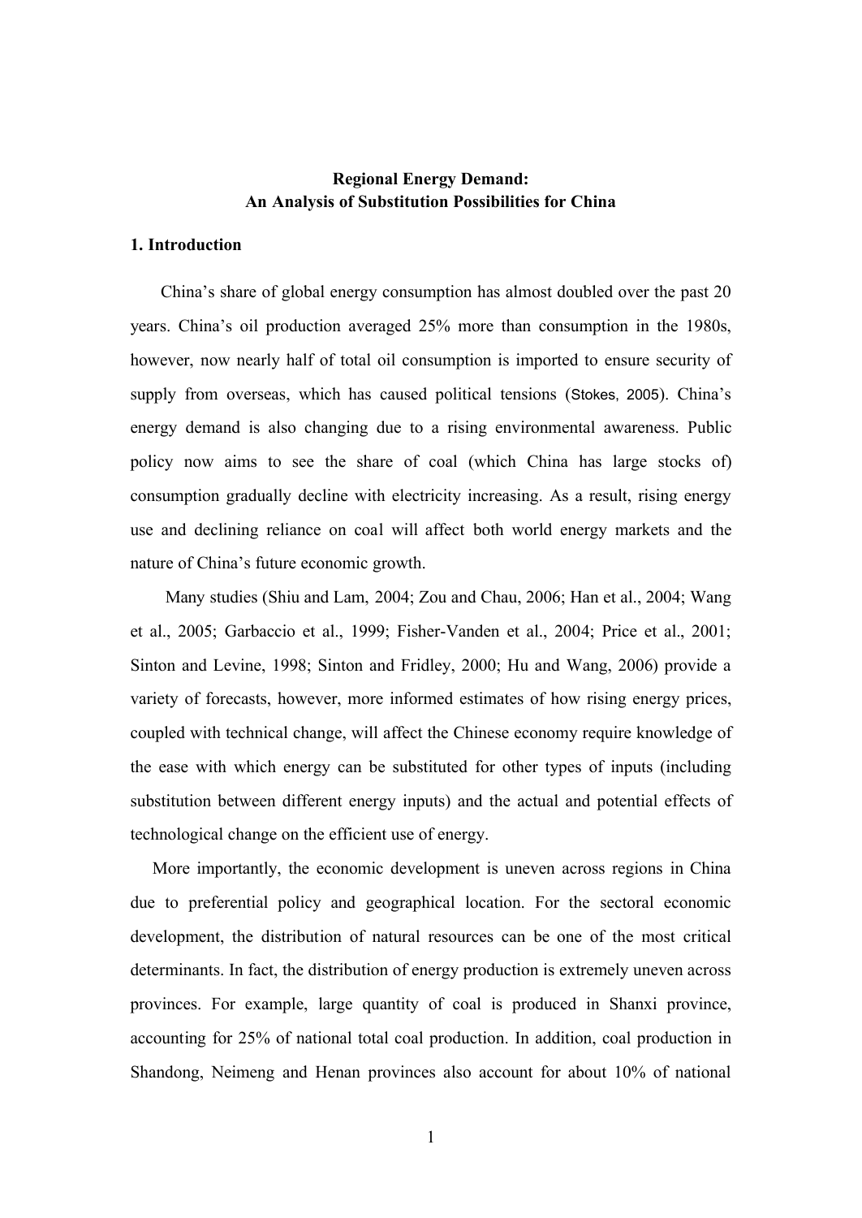**Regional Energy Demand:**
**An Analysis of Substitution Possibilities for China**

## 1. Introduction

China's share of global energy consumption has almost doubled over the past 20 years. China's oil production averaged 25% more than consumption in the 1980s, however, now nearly half of total oil consumption is imported to ensure security of supply from overseas, which has caused political tensions (Stokes, 2005). China's energy demand is also changing due to a rising environmental awareness. Public policy now aims to see the share of coal (which China has large stocks of) consumption gradually decline with electricity increasing. As a result, rising energy use and declining reliance on coal will affect both world energy markets and the nature of China's future economic growth.

Many studies (Shiu and Lam, 2004; Zou and Chau, 2006; Han et al., 2004; Wang et al., 2005; Garbaccio et al., 1999; Fisher-Vanden et al., 2004; Price et al., 2001; Sinton and Levine, 1998; Sinton and Fridley, 2000; Hu and Wang, 2006) provide a variety of forecasts, however, more informed estimates of how rising energy prices, coupled with technical change, will affect the Chinese economy require knowledge of the ease with which energy can be substituted for other types of inputs (including substitution between different energy inputs) and the actual and potential effects of technological change on the efficient use of energy.

More importantly, the economic development is uneven across regions in China due to preferential policy and geographical location. For the sectoral economic development, the distribution of natural resources can be one of the most critical determinants. In fact, the distribution of energy production is extremely uneven across provinces. For example, large quantity of coal is produced in Shanxi province, accounting for 25% of national total coal production. In addition, coal production in Shandong, Neimeng and Henan provinces also account for about 10% of national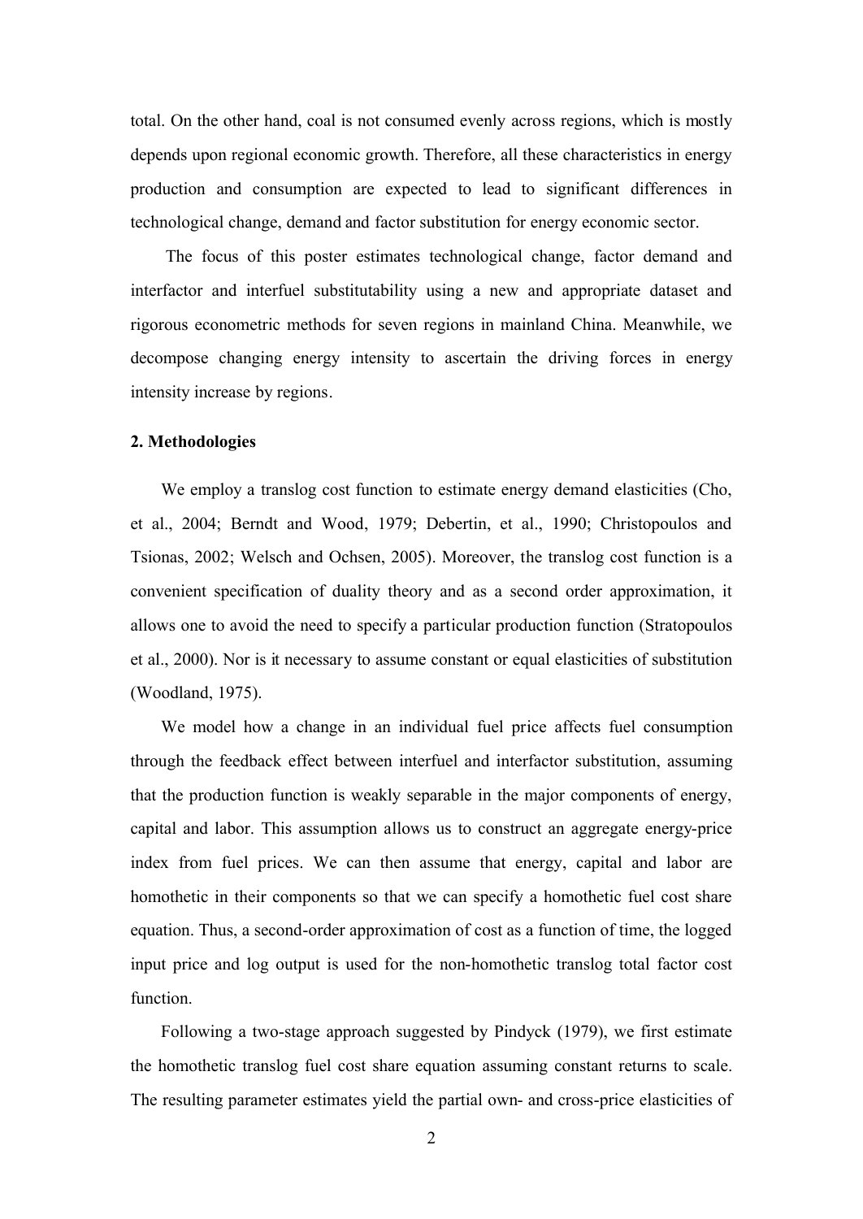total. On the other hand, coal is not consumed evenly across regions, which is mostly depends upon regional economic growth. Therefore, all these characteristics in energy production and consumption are expected to lead to significant differences in technological change, demand and factor substitution for energy economic sector.

The focus of this poster estimates technological change, factor demand and interfactor and interfuel substitutability using a new and appropriate dataset and rigorous econometric methods for seven regions in mainland China. Meanwhile, we decompose changing energy intensity to ascertain the driving forces in energy intensity increase by regions.

## 2. Methodologies

We employ a translog cost function to estimate energy demand elasticities (Cho, et al., 2004; Berndt and Wood, 1979; Debertin, et al., 1990; Christopoulos and Tsionas, 2002; Welsch and Ochsen, 2005). Moreover, the translog cost function is a convenient specification of duality theory and as a second order approximation, it allows one to avoid the need to specify a particular production function (Stratopoulos et al., 2000). Nor is it necessary to assume constant or equal elasticities of substitution (Woodland, 1975).

We model how a change in an individual fuel price affects fuel consumption through the feedback effect between interfuel and interfactor substitution, assuming that the production function is weakly separable in the major components of energy, capital and labor. This assumption allows us to construct an aggregate energy-price index from fuel prices. We can then assume that energy, capital and labor are homothetic in their components so that we can specify a homothetic fuel cost share equation. Thus, a second-order approximation of cost as a function of time, the logged input price and log output is used for the non-homothetic translog total factor cost function.

Following a two-stage approach suggested by Pindyck (1979), we first estimate the homothetic translog fuel cost share equation assuming constant returns to scale. The resulting parameter estimates yield the partial own- and cross-price elasticities of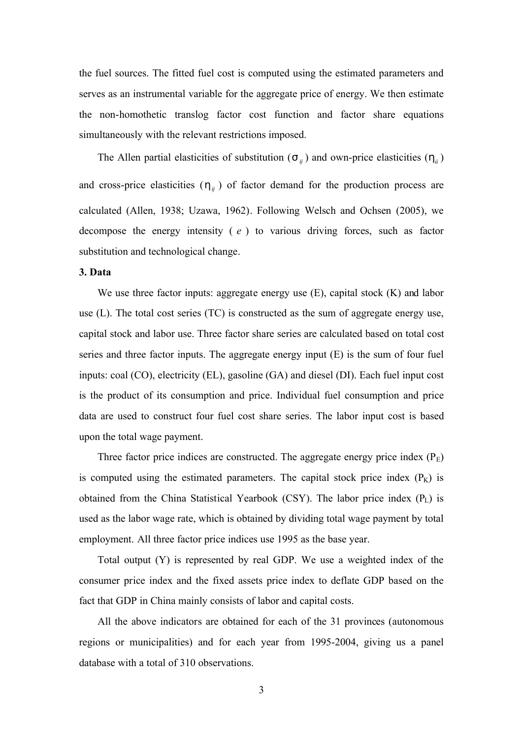the fuel sources. The fitted fuel cost is computed using the estimated parameters and serves as an instrumental variable for the aggregate price of energy. We then estimate the non-homothetic translog factor cost function and factor share equations simultaneously with the relevant restrictions imposed.

The Allen partial elasticities of substitution ($\sigma_{ij}$) and own-price elasticities ($\eta_{ii}$) and cross-price elasticities ($\eta_{ij}$) of factor demand for the production process are calculated (Allen, 1938; Uzawa, 1962). Following Welsch and Ochsen (2005), we decompose the energy intensity ( $e$ ) to various driving forces, such as factor substitution and technological change.

**3. Data**

We use three factor inputs: aggregate energy use (E), capital stock (K) and labor use (L). The total cost series (TC) is constructed as the sum of aggregate energy use, capital stock and labor use. Three factor share series are calculated based on total cost series and three factor inputs. The aggregate energy input (E) is the sum of four fuel inputs: coal (CO), electricity (EL), gasoline (GA) and diesel (DI). Each fuel input cost is the product of its consumption and price. Individual fuel consumption and price data are used to construct four fuel cost share series. The labor input cost is based upon the total wage payment.

Three factor price indices are constructed. The aggregate energy price index ($P_E$) is computed using the estimated parameters. The capital stock price index ($P_K$) is obtained from the China Statistical Yearbook (CSY). The labor price index ($P_L$) is used as the labor wage rate, which is obtained by dividing total wage payment by total employment. All three factor price indices use 1995 as the base year.

Total output (Y) is represented by real GDP. We use a weighted index of the consumer price index and the fixed assets price index to deflate GDP based on the fact that GDP in China mainly consists of labor and capital costs.

All the above indicators are obtained for each of the 31 provinces (autonomous regions or municipalities) and for each year from 1995-2004, giving us a panel database with a total of 310 observations.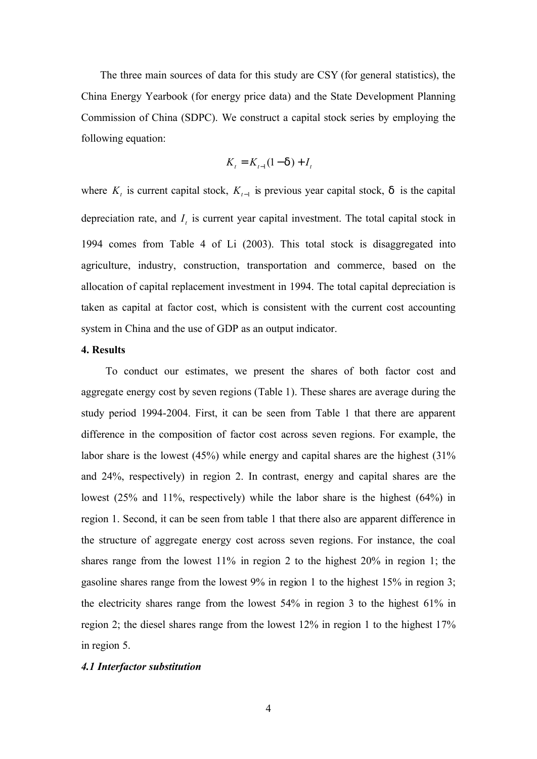The three main sources of data for this study are CSY (for general statistics), the China Energy Yearbook (for energy price data) and the State Development Planning Commission of China (SDPC). We construct a capital stock series by employing the following equation:

$$K_t = K_{t-1}(1-\delta) + I_t$$

where $K_t$ is current capital stock, $K_{t-1}$ is previous year capital stock, $\delta$ is the capital depreciation rate, and $I_t$ is current year capital investment. The total capital stock in 1994 comes from Table 4 of Li (2003). This total stock is disaggregated into agriculture, industry, construction, transportation and commerce, based on the allocation of capital replacement investment in 1994. The total capital depreciation is taken as capital at factor cost, which is consistent with the current cost accounting system in China and the use of GDP as an output indicator.

## 4. Results

To conduct our estimates, we present the shares of both factor cost and aggregate energy cost by seven regions (Table 1). These shares are average during the study period 1994-2004. First, it can be seen from Table 1 that there are apparent difference in the composition of factor cost across seven regions. For example, the labor share is the lowest (45%) while energy and capital shares are the highest (31% and 24%, respectively) in region 2. In contrast, energy and capital shares are the lowest (25% and 11%, respectively) while the labor share is the highest (64%) in region 1. Second, it can be seen from table 1 that there also are apparent difference in the structure of aggregate energy cost across seven regions. For instance, the coal shares range from the lowest 11% in region 2 to the highest 20% in region 1; the gasoline shares range from the lowest 9% in region 1 to the highest 15% in region 3; the electricity shares range from the lowest 54% in region 3 to the highest 61% in region 2; the diesel shares range from the lowest 12% in region 1 to the highest 17% in region 5.

### *4.1 Interfactor substitution*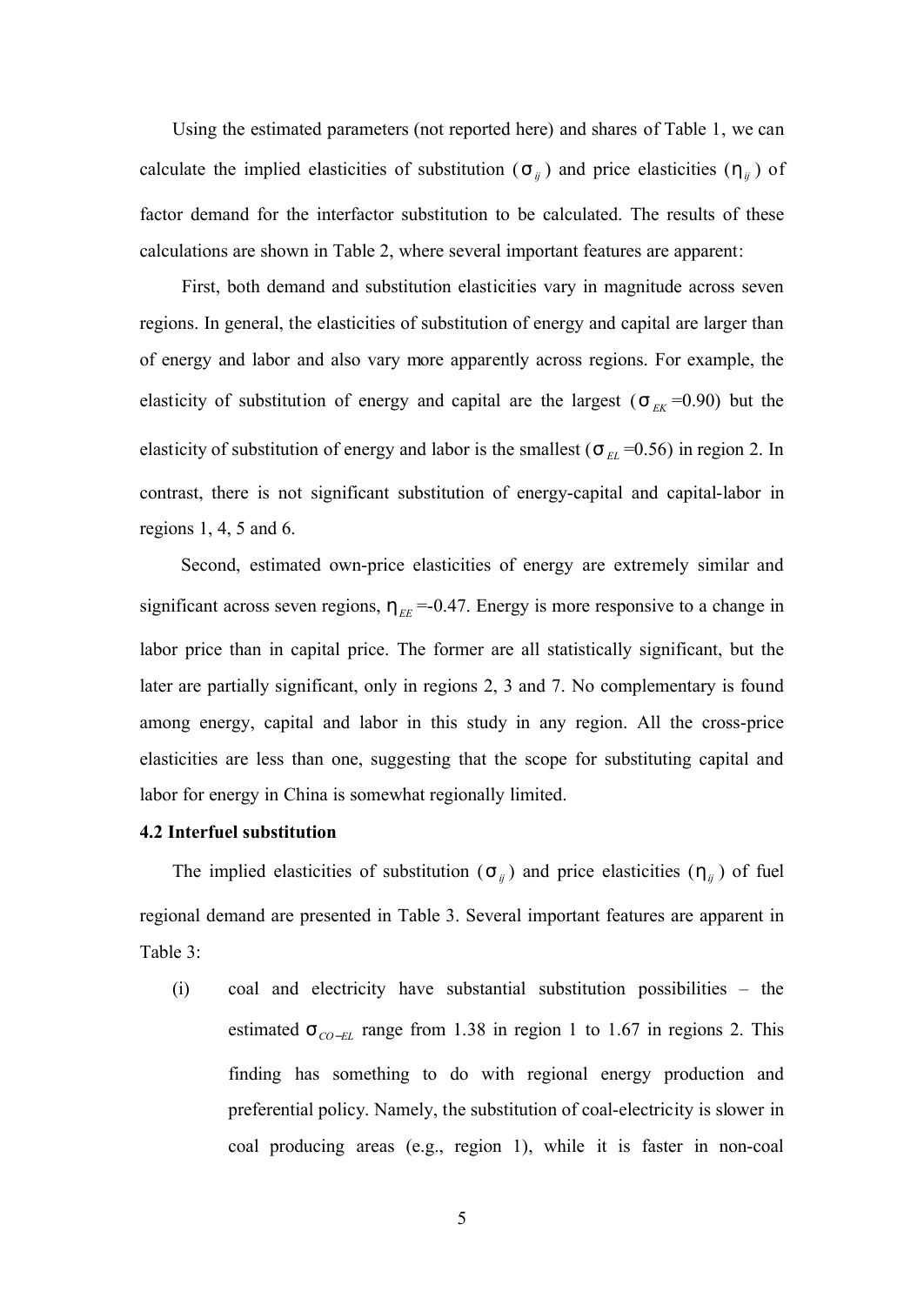Using the estimated parameters (not reported here) and shares of Table 1, we can calculate the implied elasticities of substitution ($\sigma_{ij}$) and price elasticities ($\eta_{ij}$) of factor demand for the interfactor substitution to be calculated. The results of these calculations are shown in Table 2, where several important features are apparent:

First, both demand and substitution elasticities vary in magnitude across seven regions. In general, the elasticities of substitution of energy and capital are larger than of energy and labor and also vary more apparently across regions. For example, the elasticity of substitution of energy and capital are the largest ($\sigma_{EK}$ =0.90) but the elasticity of substitution of energy and labor is the smallest ($\sigma_{EL}$ =0.56) in region 2. In contrast, there is not significant substitution of energy-capital and capital-labor in regions 1, 4, 5 and 6.

Second, estimated own-price elasticities of energy are extremely similar and significant across seven regions, $\eta_{EE}$ =-0.47. Energy is more responsive to a change in labor price than in capital price. The former are all statistically significant, but the later are partially significant, only in regions 2, 3 and 7. No complementary is found among energy, capital and labor in this study in any region. All the cross-price elasticities are less than one, suggesting that the scope for substituting capital and labor for energy in China is somewhat regionally limited.

**4.2 Interfuel substitution**

The implied elasticities of substitution ($\sigma_{ij}$) and price elasticities ($\eta_{ij}$) of fuel regional demand are presented in Table 3. Several important features are apparent in Table 3:

(i) coal and electricity have substantial substitution possibilities – the estimated $\sigma_{CO-EL}$ range from 1.38 in region 1 to 1.67 in regions 2. This finding has something to do with regional energy production and preferential policy. Namely, the substitution of coal-electricity is slower in coal producing areas (e.g., region 1), while it is faster in non-coal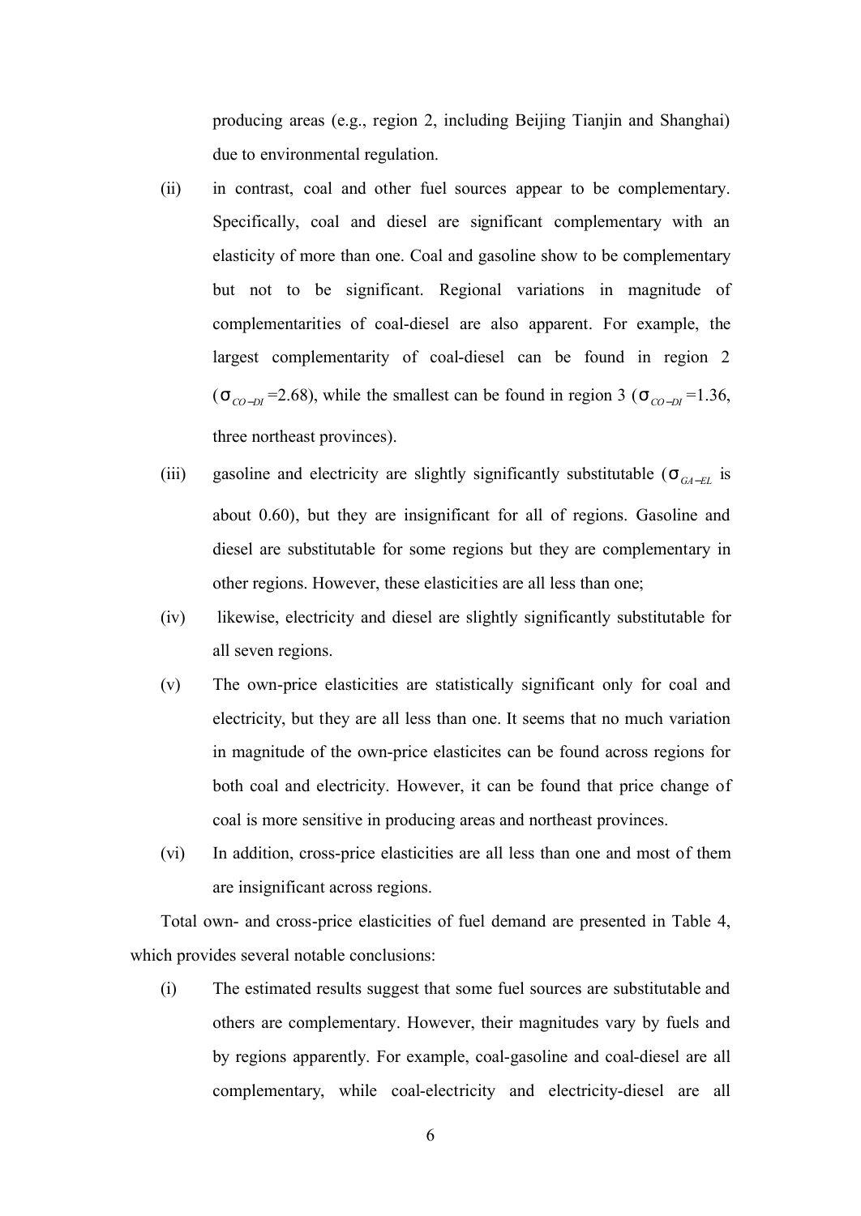producing areas (e.g., region 2, including Beijing Tianjin and Shanghai) due to environmental regulation.

(ii) in contrast, coal and other fuel sources appear to be complementary. Specifically, coal and diesel are significant complementary with an elasticity of more than one. Coal and gasoline show to be complementary but not to be significant. Regional variations in magnitude of complementarities of coal-diesel are also apparent. For example, the largest complementarity of coal-diesel can be found in region 2 ($\sigma_{CO-DI}$ =2.68), while the smallest can be found in region 3 ($\sigma_{CO-DI}$ =1.36, three northeast provinces).

(iii) gasoline and electricity are slightly significantly substitutable ($\sigma_{GA-EL}$ is about 0.60), but they are insignificant for all of regions. Gasoline and diesel are substitutable for some regions but they are complementary in other regions. However, these elasticities are all less than one;

(iv) likewise, electricity and diesel are slightly significantly substitutable for all seven regions.

(v) The own-price elasticities are statistically significant only for coal and electricity, but they are all less than one. It seems that no much variation in magnitude of the own-price elasticites can be found across regions for both coal and electricity. However, it can be found that price change of coal is more sensitive in producing areas and northeast provinces.

(vi) In addition, cross-price elasticities are all less than one and most of them are insignificant across regions.

Total own- and cross-price elasticities of fuel demand are presented in Table 4, which provides several notable conclusions:

(i) The estimated results suggest that some fuel sources are substitutable and others are complementary. However, their magnitudes vary by fuels and by regions apparently. For example, coal-gasoline and coal-diesel are all complementary, while coal-electricity and electricity-diesel are all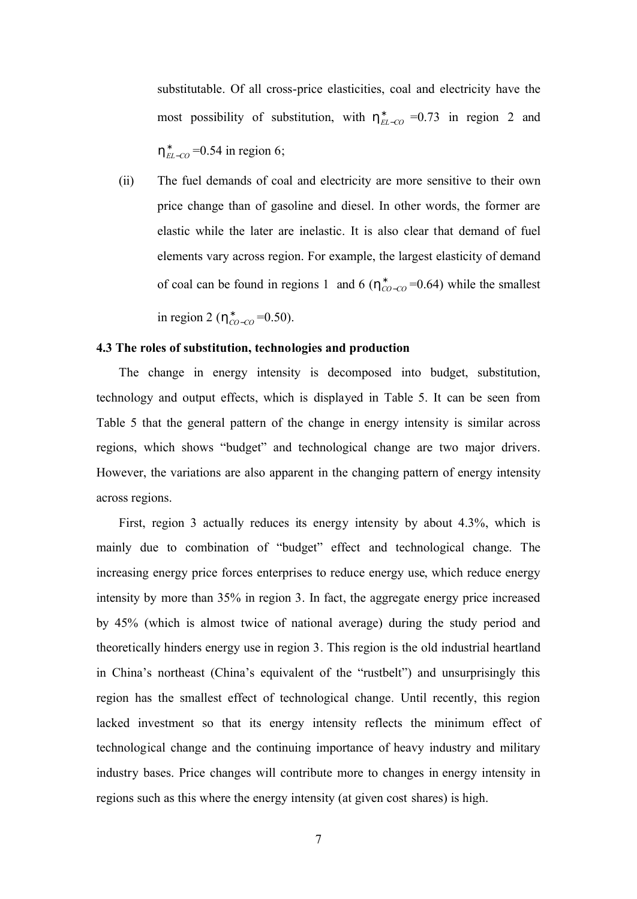substitutable. Of all cross-price elasticities, coal and electricity have the most possibility of substitution, with $\eta^{*}_{EL-CO}$ =0.73 in region 2 and $\eta^{*}_{EL-CO}$ =0.54 in region 6;

(ii) The fuel demands of coal and electricity are more sensitive to their own price change than of gasoline and diesel. In other words, the former are elastic while the later are inelastic. It is also clear that demand of fuel elements vary across region. For example, the largest elasticity of demand of coal can be found in regions 1 and 6 ($\eta^{*}_{CO-CO}$ =0.64) while the smallest in region 2 ($\eta^{*}_{CO-CO}$ =0.50).

### 4.3 The roles of substitution, technologies and production

The change in energy intensity is decomposed into budget, substitution, technology and output effects, which is displayed in Table 5. It can be seen from Table 5 that the general pattern of the change in energy intensity is similar across regions, which shows "budget" and technological change are two major drivers. However, the variations are also apparent in the changing pattern of energy intensity across regions.

First, region 3 actually reduces its energy intensity by about 4.3%, which is mainly due to combination of "budget" effect and technological change. The increasing energy price forces enterprises to reduce energy use, which reduce energy intensity by more than 35% in region 3. In fact, the aggregate energy price increased by 45% (which is almost twice of national average) during the study period and theoretically hinders energy use in region 3. This region is the old industrial heartland in China's northeast (China's equivalent of the "rustbelt") and unsurprisingly this region has the smallest effect of technological change. Until recently, this region lacked investment so that its energy intensity reflects the minimum effect of technological change and the continuing importance of heavy industry and military industry bases. Price changes will contribute more to changes in energy intensity in regions such as this where the energy intensity (at given cost shares) is high.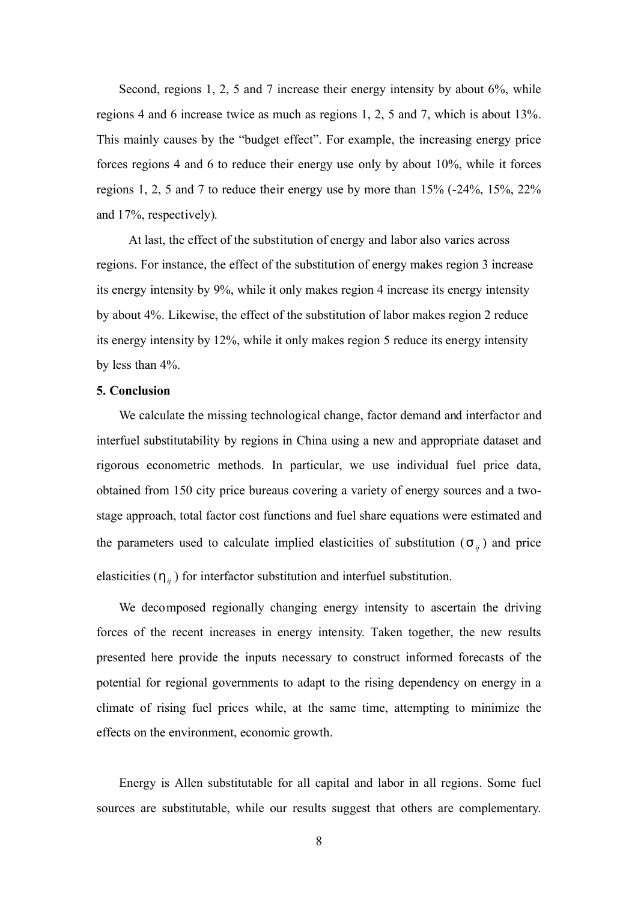Second, regions 1, 2, 5 and 7 increase their energy intensity by about 6%, while regions 4 and 6 increase twice as much as regions 1, 2, 5 and 7, which is about 13%. This mainly causes by the "budget effect". For example, the increasing energy price forces regions 4 and 6 to reduce their energy use only by about 10%, while it forces regions 1, 2, 5 and 7 to reduce their energy use by more than 15% (-24%, 15%, 22% and 17%, respectively).

At last, the effect of the substitution of energy and labor also varies across regions. For instance, the effect of the substitution of energy makes region 3 increase its energy intensity by 9%, while it only makes region 4 increase its energy intensity by about 4%. Likewise, the effect of the substitution of labor makes region 2 reduce its energy intensity by 12%, while it only makes region 5 reduce its energy intensity by less than 4%.

**5. Conclusion**

We calculate the missing technological change, factor demand and interfactor and interfuel substitutability by regions in China using a new and appropriate dataset and rigorous econometric methods. In particular, we use individual fuel price data, obtained from 150 city price bureaus covering a variety of energy sources and a two-stage approach, total factor cost functions and fuel share equations were estimated and the parameters used to calculate implied elasticities of substitution ($\sigma_{ij}$) and price elasticities ($\eta_{ij}$) for interfactor substitution and interfuel substitution.

We decomposed regionally changing energy intensity to ascertain the driving forces of the recent increases in energy intensity. Taken together, the new results presented here provide the inputs necessary to construct informed forecasts of the potential for regional governments to adapt to the rising dependency on energy in a climate of rising fuel prices while, at the same time, attempting to minimize the effects on the environment, economic growth.

Energy is Allen substitutable for all capital and labor in all regions. Some fuel sources are substitutable, while our results suggest that others are complementary.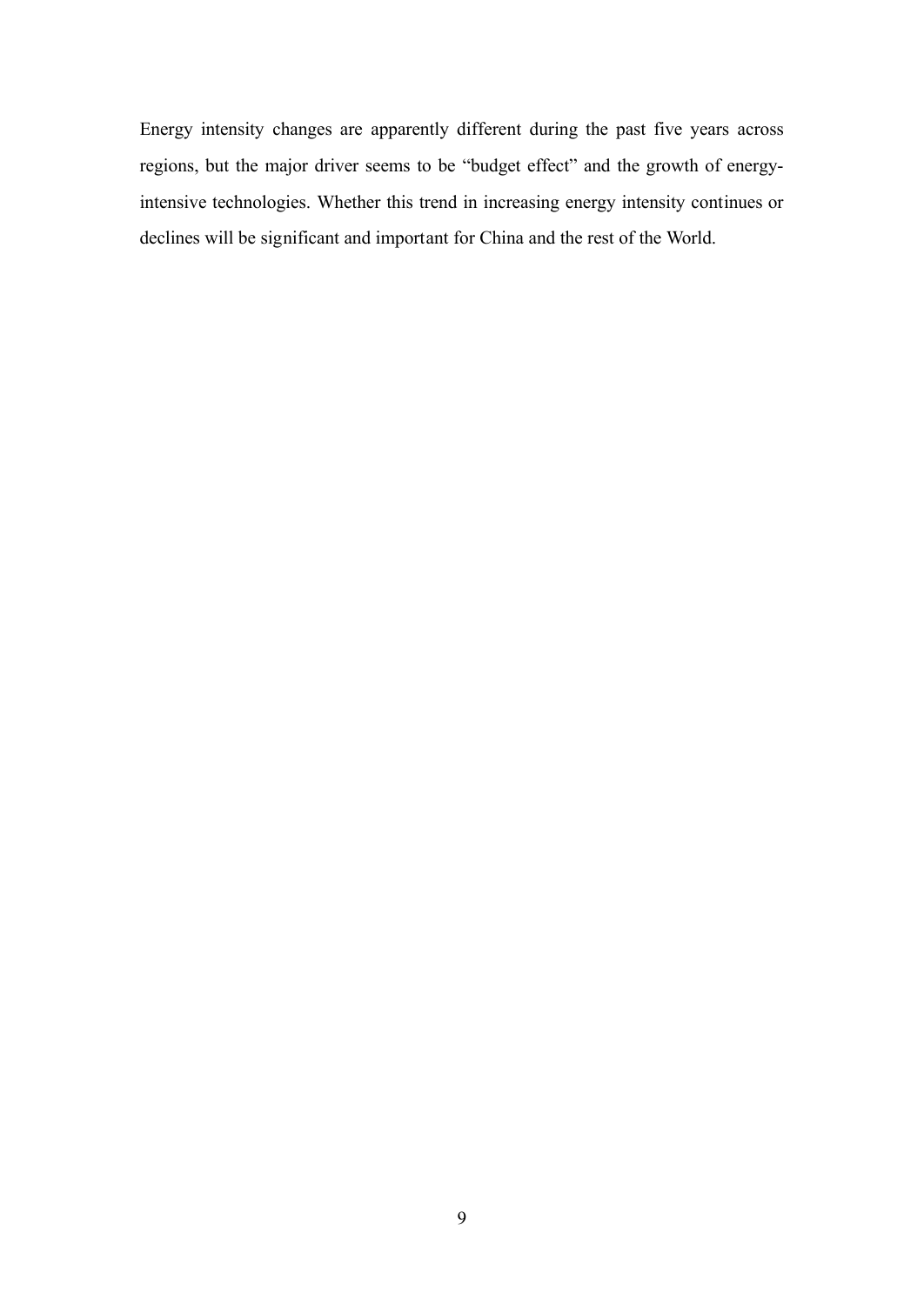Energy intensity changes are apparently different during the past five years across regions, but the major driver seems to be "budget effect" and the growth of energy-intensive technologies. Whether this trend in increasing energy intensity continues or declines will be significant and important for China and the rest of the World.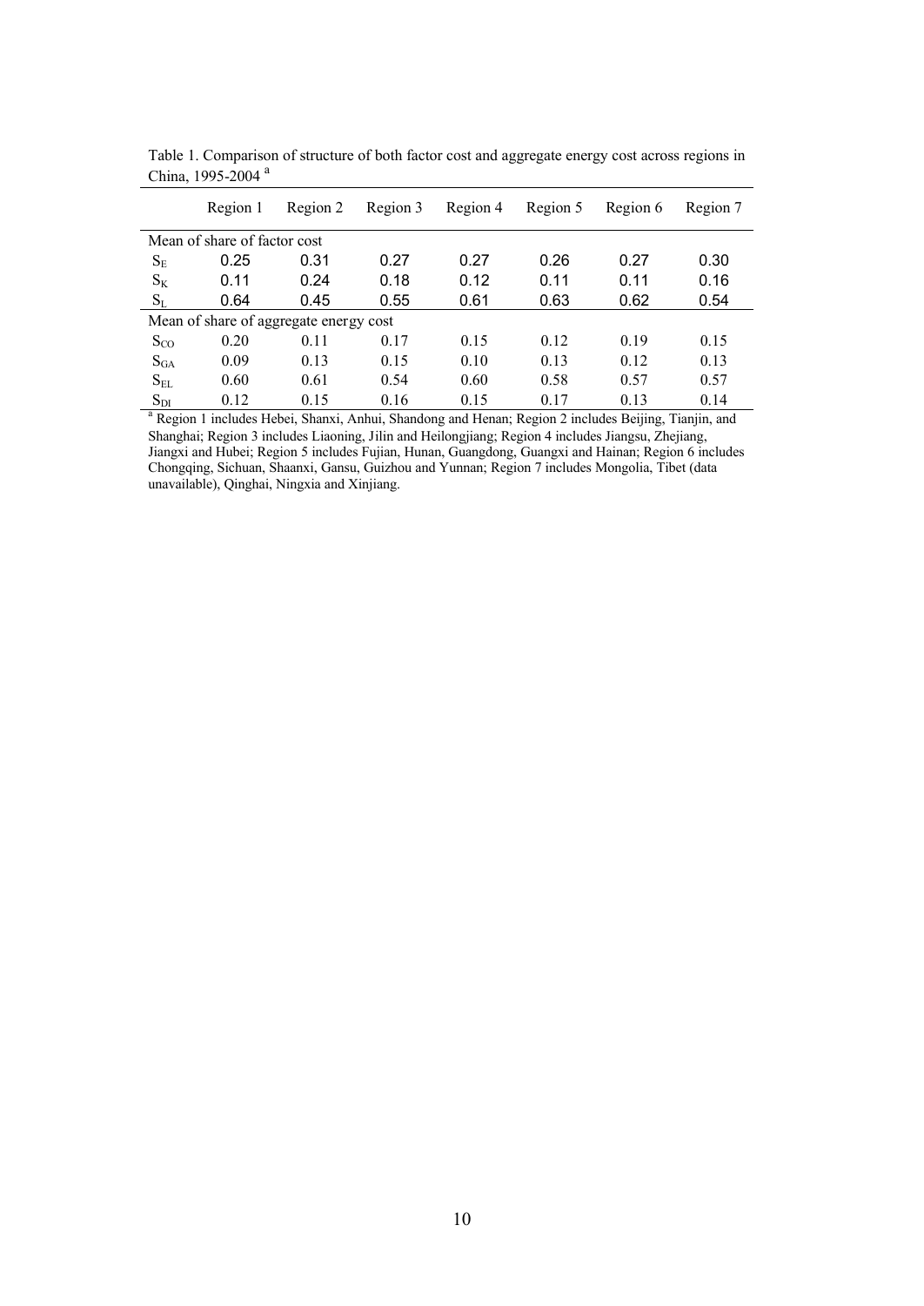Table 1. Comparison of structure of both factor cost and aggregate energy cost across regions in China, 1995-2004 [a]

| | Region 1 | Region 2 | Region 3 | Region 4 | Region 5 | Region 6 | Region 7 |
|---|---|---|---|---|---|---|---|
| Mean of share of factor cost | | | | | | | |
| $S_E$ | 0.25 | 0.31 | 0.27 | 0.27 | 0.26 | 0.27 | 0.30 |
| $S_K$ | 0.11 | 0.24 | 0.18 | 0.12 | 0.11 | 0.11 | 0.16 |
| $S_L$ | 0.64 | 0.45 | 0.55 | 0.61 | 0.63 | 0.62 | 0.54 |
| Mean of share of aggregate energy cost | | | | | | | |
| $S_{CO}$ | 0.20 | 0.11 | 0.17 | 0.15 | 0.12 | 0.19 | 0.15 |
| $S_{GA}$ | 0.09 | 0.13 | 0.15 | 0.10 | 0.13 | 0.12 | 0.13 |
| $S_{EL}$ | 0.60 | 0.61 | 0.54 | 0.60 | 0.58 | 0.57 | 0.57 |
| $S_{DI}$ | 0.12 | 0.15 | 0.16 | 0.15 | 0.17 | 0.13 | 0.14 |

[a] Region 1 includes Hebei, Shanxi, Anhui, Shandong and Henan; Region 2 includes Beijing, Tianjin, and Shanghai; Region 3 includes Liaoning, Jilin and Heilongjiang; Region 4 includes Jiangsu, Zhejiang, Jiangxi and Hubei; Region 5 includes Fujian, Hunan, Guangdong, Guangxi and Hainan; Region 6 includes Chongqing, Sichuan, Shaanxi, Gansu, Guizhou and Yunnan; Region 7 includes Mongolia, Tibet (data unavailable), Qinghai, Ningxia and Xinjiang.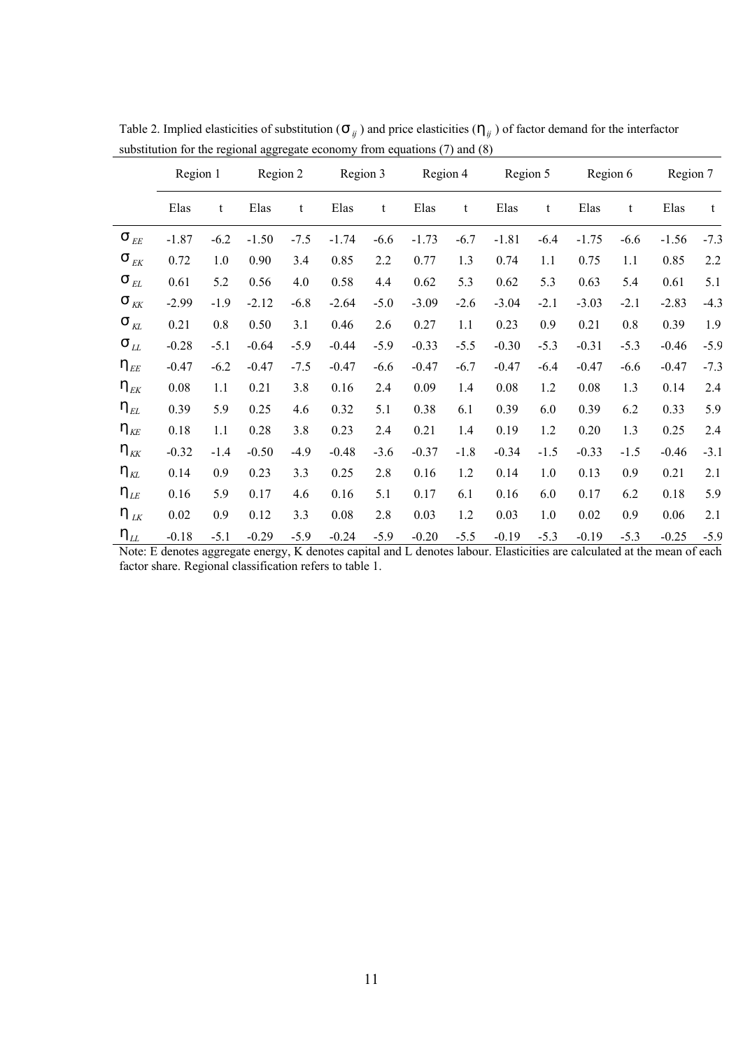Table 2. Implied elasticities of substitution ($\sigma_{ij}$) and price elasticities ($\eta_{ij}$) of factor demand for the interfactor substitution for the regional aggregate economy from equations (7) and (8)

| | Region 1 | | Region 2 | | Region 3 | | Region 4 | | Region 5 | | Region 6 | | Region 7 | |
|---|---|---|---|---|---|---|---|---|---|---|---|---|---|---|
| | Elas | t | Elas | t | Elas | t | Elas | t | Elas | t | Elas | t | Elas | t |
| $\sigma_{EE}$ | -1.87 | -6.2 | -1.50 | -7.5 | -1.74 | -6.6 | -1.73 | -6.7 | -1.81 | -6.4 | -1.75 | -6.6 | -1.56 | -7.3 |
| $\sigma_{EK}$ | 0.72 | 1.0 | 0.90 | 3.4 | 0.85 | 2.2 | 0.77 | 1.3 | 0.74 | 1.1 | 0.75 | 1.1 | 0.85 | 2.2 |
| $\sigma_{EL}$ | 0.61 | 5.2 | 0.56 | 4.0 | 0.58 | 4.4 | 0.62 | 5.3 | 0.62 | 5.3 | 0.63 | 5.4 | 0.61 | 5.1 |
| $\sigma_{KK}$ | -2.99 | -1.9 | -2.12 | -6.8 | -2.64 | -5.0 | -3.09 | -2.6 | -3.04 | -2.1 | -3.03 | -2.1 | -2.83 | -4.3 |
| $\sigma_{KL}$ | 0.21 | 0.8 | 0.50 | 3.1 | 0.46 | 2.6 | 0.27 | 1.1 | 0.23 | 0.9 | 0.21 | 0.8 | 0.39 | 1.9 |
| $\sigma_{LL}$ | -0.28 | -5.1 | -0.64 | -5.9 | -0.44 | -5.9 | -0.33 | -5.5 | -0.30 | -5.3 | -0.31 | -5.3 | -0.46 | -5.9 |
| $\eta_{EE}$ | -0.47 | -6.2 | -0.47 | -7.5 | -0.47 | -6.6 | -0.47 | -6.7 | -0.47 | -6.4 | -0.47 | -6.6 | -0.47 | -7.3 |
| $\eta_{EK}$ | 0.08 | 1.1 | 0.21 | 3.8 | 0.16 | 2.4 | 0.09 | 1.4 | 0.08 | 1.2 | 0.08 | 1.3 | 0.14 | 2.4 |
| $\eta_{EL}$ | 0.39 | 5.9 | 0.25 | 4.6 | 0.32 | 5.1 | 0.38 | 6.1 | 0.39 | 6.0 | 0.39 | 6.2 | 0.33 | 5.9 |
| $\eta_{KE}$ | 0.18 | 1.1 | 0.28 | 3.8 | 0.23 | 2.4 | 0.21 | 1.4 | 0.19 | 1.2 | 0.20 | 1.3 | 0.25 | 2.4 |
| $\eta_{KK}$ | -0.32 | -1.4 | -0.50 | -4.9 | -0.48 | -3.6 | -0.37 | -1.8 | -0.34 | -1.5 | -0.33 | -1.5 | -0.46 | -3.1 |
| $\eta_{KL}$ | 0.14 | 0.9 | 0.23 | 3.3 | 0.25 | 2.8 | 0.16 | 1.2 | 0.14 | 1.0 | 0.13 | 0.9 | 0.21 | 2.1 |
| $\eta_{LE}$ | 0.16 | 5.9 | 0.17 | 4.6 | 0.16 | 5.1 | 0.17 | 6.1 | 0.16 | 6.0 | 0.17 | 6.2 | 0.18 | 5.9 |
| $\eta_{LK}$ | 0.02 | 0.9 | 0.12 | 3.3 | 0.08 | 2.8 | 0.03 | 1.2 | 0.03 | 1.0 | 0.02 | 0.9 | 0.06 | 2.1 |
| $\eta_{LL}$ | -0.18 | -5.1 | -0.29 | -5.9 | -0.24 | -5.9 | -0.20 | -5.5 | -0.19 | -5.3 | -0.19 | -5.3 | -0.25 | -5.9 |

Note: E denotes aggregate energy, K denotes capital and L denotes labour. Elasticities are calculated at the mean of each factor share. Regional classification refers to table 1.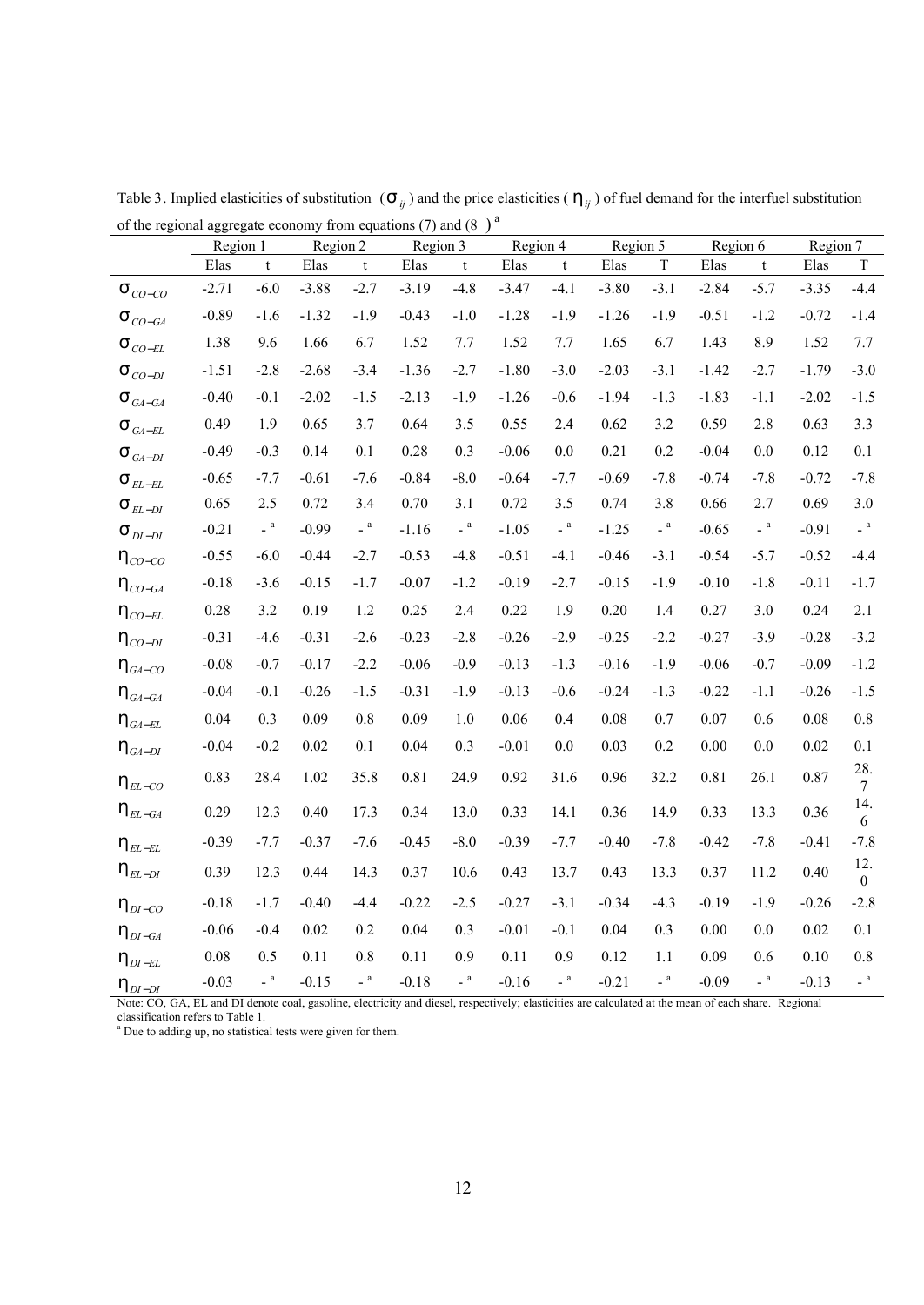Table 3. Implied elasticities of substitution ($\sigma_{ij}$) and the price elasticities ($\eta_{ij}$) of fuel demand for the interfuel substitution of the regional aggregate economy from equations (7) and (8) [a]

| | Region 1 | | Region 2 | | Region 3 | | Region 4 | | Region 5 | | Region 6 | | Region 7 | |
|---|---|---|---|---|---|---|---|---|---|---|---|---|---|---|
| | Elas | t | Elas | t | Elas | t | Elas | t | Elas | T | Elas | t | Elas | T |
| $\sigma_{CO-CO}$ | -2.71 | -6.0 | -3.88 | -2.7 | -3.19 | -4.8 | -3.47 | -4.1 | -3.80 | -3.1 | -2.84 | -5.7 | -3.35 | -4.4 |
| $\sigma_{CO-GA}$ | -0.89 | -1.6 | -1.32 | -1.9 | -0.43 | -1.0 | -1.28 | -1.9 | -1.26 | -1.9 | -0.51 | -1.2 | -0.72 | -1.4 |
| $\sigma_{CO-EL}$ | 1.38 | 9.6 | 1.66 | 6.7 | 1.52 | 7.7 | 1.52 | 7.7 | 1.65 | 6.7 | 1.43 | 8.9 | 1.52 | 7.7 |
| $\sigma_{CO-DI}$ | -1.51 | -2.8 | -2.68 | -3.4 | -1.36 | -2.7 | -1.80 | -3.0 | -2.03 | -3.1 | -1.42 | -2.7 | -1.79 | -3.0 |
| $\sigma_{GA-GA}$ | -0.40 | -0.1 | -2.02 | -1.5 | -2.13 | -1.9 | -1.26 | -0.6 | -1.94 | -1.3 | -1.83 | -1.1 | -2.02 | -1.5 |
| $\sigma_{GA-EL}$ | 0.49 | 1.9 | 0.65 | 3.7 | 0.64 | 3.5 | 0.55 | 2.4 | 0.62 | 3.2 | 0.59 | 2.8 | 0.63 | 3.3 |
| $\sigma_{GA-DI}$ | -0.49 | -0.3 | 0.14 | 0.1 | 0.28 | 0.3 | -0.06 | 0.0 | 0.21 | 0.2 | -0.04 | 0.0 | 0.12 | 0.1 |
| $\sigma_{EL-EL}$ | -0.65 | -7.7 | -0.61 | -7.6 | -0.84 | -8.0 | -0.64 | -7.7 | -0.69 | -7.8 | -0.74 | -7.8 | -0.72 | -7.8 |
| $\sigma_{EL-DI}$ | 0.65 | 2.5 | 0.72 | 3.4 | 0.70 | 3.1 | 0.72 | 3.5 | 0.74 | 3.8 | 0.66 | 2.7 | 0.69 | 3.0 |
| $\sigma_{DI-DI}$ | -0.21 | - [a] | -0.99 | - [a] | -1.16 | - [a] | -1.05 | - [a] | -1.25 | - [a] | -0.65 | - [a] | -0.91 | - [a] |
| $\eta_{CO-CO}$ | -0.55 | -6.0 | -0.44 | -2.7 | -0.53 | -4.8 | -0.51 | -4.1 | -0.46 | -3.1 | -0.54 | -5.7 | -0.52 | -4.4 |
| $\eta_{CO-GA}$ | -0.18 | -3.6 | -0.15 | -1.7 | -0.07 | -1.2 | -0.19 | -2.7 | -0.15 | -1.9 | -0.10 | -1.8 | -0.11 | -1.7 |
| $\eta_{CO-EL}$ | 0.28 | 3.2 | 0.19 | 1.2 | 0.25 | 2.4 | 0.22 | 1.9 | 0.20 | 1.4 | 0.27 | 3.0 | 0.24 | 2.1 |
| $\eta_{CO-DI}$ | -0.31 | -4.6 | -0.31 | -2.6 | -0.23 | -2.8 | -0.26 | -2.9 | -0.25 | -2.2 | -0.27 | -3.9 | -0.28 | -3.2 |
| $\eta_{GA-CO}$ | -0.08 | -0.7 | -0.17 | -2.2 | -0.06 | -0.9 | -0.13 | -1.3 | -0.16 | -1.9 | -0.06 | -0.7 | -0.09 | -1.2 |
| $\eta_{GA-GA}$ | -0.04 | -0.1 | -0.26 | -1.5 | -0.31 | -1.9 | -0.13 | -0.6 | -0.24 | -1.3 | -0.22 | -1.1 | -0.26 | -1.5 |
| $\eta_{GA-EL}$ | 0.04 | 0.3 | 0.09 | 0.8 | 0.09 | 1.0 | 0.06 | 0.4 | 0.08 | 0.7 | 0.07 | 0.6 | 0.08 | 0.8 |
| $\eta_{GA-DI}$ | -0.04 | -0.2 | 0.02 | 0.1 | 0.04 | 0.3 | -0.01 | 0.0 | 0.03 | 0.2 | 0.00 | 0.0 | 0.02 | 0.1 |
| $\eta_{EL-CO}$ | 0.83 | 28.4 | 1.02 | 35.8 | 0.81 | 24.9 | 0.92 | 31.6 | 0.96 | 32.2 | 0.81 | 26.1 | 0.87 | 28.7 |
| $\eta_{EL-GA}$ | 0.29 | 12.3 | 0.40 | 17.3 | 0.34 | 13.0 | 0.33 | 14.1 | 0.36 | 14.9 | 0.33 | 13.3 | 0.36 | 14.6 |
| $\eta_{EL-EL}$ | -0.39 | -7.7 | -0.37 | -7.6 | -0.45 | -8.0 | -0.39 | -7.7 | -0.40 | -7.8 | -0.42 | -7.8 | -0.41 | -7.8 |
| $\eta_{EL-DI}$ | 0.39 | 12.3 | 0.44 | 14.3 | 0.37 | 10.6 | 0.43 | 13.7 | 0.43 | 13.3 | 0.37 | 11.2 | 0.40 | 12.0 |
| $\eta_{DI-CO}$ | -0.18 | -1.7 | -0.40 | -4.4 | -0.22 | -2.5 | -0.27 | -3.1 | -0.34 | -4.3 | -0.19 | -1.9 | -0.26 | -2.8 |
| $\eta_{DI-GA}$ | -0.06 | -0.4 | 0.02 | 0.2 | 0.04 | 0.3 | -0.01 | -0.1 | 0.04 | 0.3 | 0.00 | 0.0 | 0.02 | 0.1 |
| $\eta_{DI-EL}$ | 0.08 | 0.5 | 0.11 | 0.8 | 0.11 | 0.9 | 0.11 | 0.9 | 0.12 | 1.1 | 0.09 | 0.6 | 0.10 | 0.8 |
| $\eta_{DI-DI}$ | -0.03 | - [a] | -0.15 | - [a] | -0.18 | - [a] | -0.16 | - [a] | -0.21 | - [a] | -0.09 | - [a] | -0.13 | - [a] |

Note: CO, GA, EL and DI denote coal, gasoline, electricity and diesel, respectively; elasticities are calculated at the mean of each share. Regional classification refers to Table 1.

[a] Due to adding up, no statistical tests were given for them.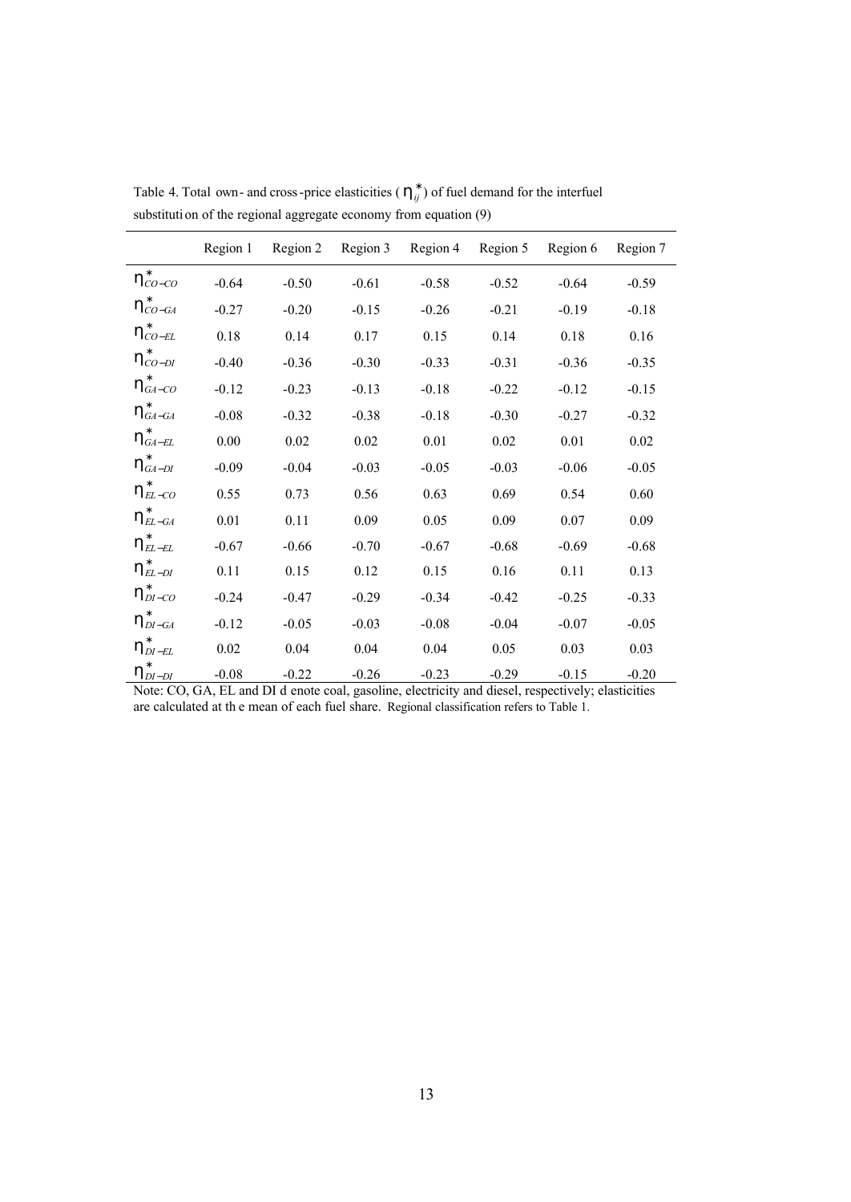Table 4. Total own- and cross-price elasticities ($\eta_{ij}^{*}$) of fuel demand for the interfuel substitution of the regional aggregate economy from equation (9)

| | Region 1 | Region 2 | Region 3 | Region 4 | Region 5 | Region 6 | Region 7 |
|---|---|---|---|---|---|---|---|
| $\eta_{CO-CO}^{*}$ | -0.64 | -0.50 | -0.61 | -0.58 | -0.52 | -0.64 | -0.59 |
| $\eta_{CO-GA}^{*}$ | -0.27 | -0.20 | -0.15 | -0.26 | -0.21 | -0.19 | -0.18 |
| $\eta_{CO-EL}^{*}$ | 0.18 | 0.14 | 0.17 | 0.15 | 0.14 | 0.18 | 0.16 |
| $\eta_{CO-DI}^{*}$ | -0.40 | -0.36 | -0.30 | -0.33 | -0.31 | -0.36 | -0.35 |
| $\eta_{GA-CO}^{*}$ | -0.12 | -0.23 | -0.13 | -0.18 | -0.22 | -0.12 | -0.15 |
| $\eta_{GA-GA}^{*}$ | -0.08 | -0.32 | -0.38 | -0.18 | -0.30 | -0.27 | -0.32 |
| $\eta_{GA-EL}^{*}$ | 0.00 | 0.02 | 0.02 | 0.01 | 0.02 | 0.01 | 0.02 |
| $\eta_{GA-DI}^{*}$ | -0.09 | -0.04 | -0.03 | -0.05 | -0.03 | -0.06 | -0.05 |
| $\eta_{EL-CO}^{*}$ | 0.55 | 0.73 | 0.56 | 0.63 | 0.69 | 0.54 | 0.60 |
| $\eta_{EL-GA}^{*}$ | 0.01 | 0.11 | 0.09 | 0.05 | 0.09 | 0.07 | 0.09 |
| $\eta_{EL-EL}^{*}$ | -0.67 | -0.66 | -0.70 | -0.67 | -0.68 | -0.69 | -0.68 |
| $\eta_{EL-DI}^{*}$ | 0.11 | 0.15 | 0.12 | 0.15 | 0.16 | 0.11 | 0.13 |
| $\eta_{DI-CO}^{*}$ | -0.24 | -0.47 | -0.29 | -0.34 | -0.42 | -0.25 | -0.33 |
| $\eta_{DI-GA}^{*}$ | -0.12 | -0.05 | -0.03 | -0.08 | -0.04 | -0.07 | -0.05 |
| $\eta_{DI-EL}^{*}$ | 0.02 | 0.04 | 0.04 | 0.04 | 0.05 | 0.03 | 0.03 |
| $\eta_{DI-DI}^{*}$ | -0.08 | -0.22 | -0.26 | -0.23 | -0.29 | -0.15 | -0.20 |

Note: CO, GA, EL and DI denote coal, gasoline, electricity and diesel, respectively; elasticities are calculated at the mean of each fuel share. Regional classification refers to Table 1.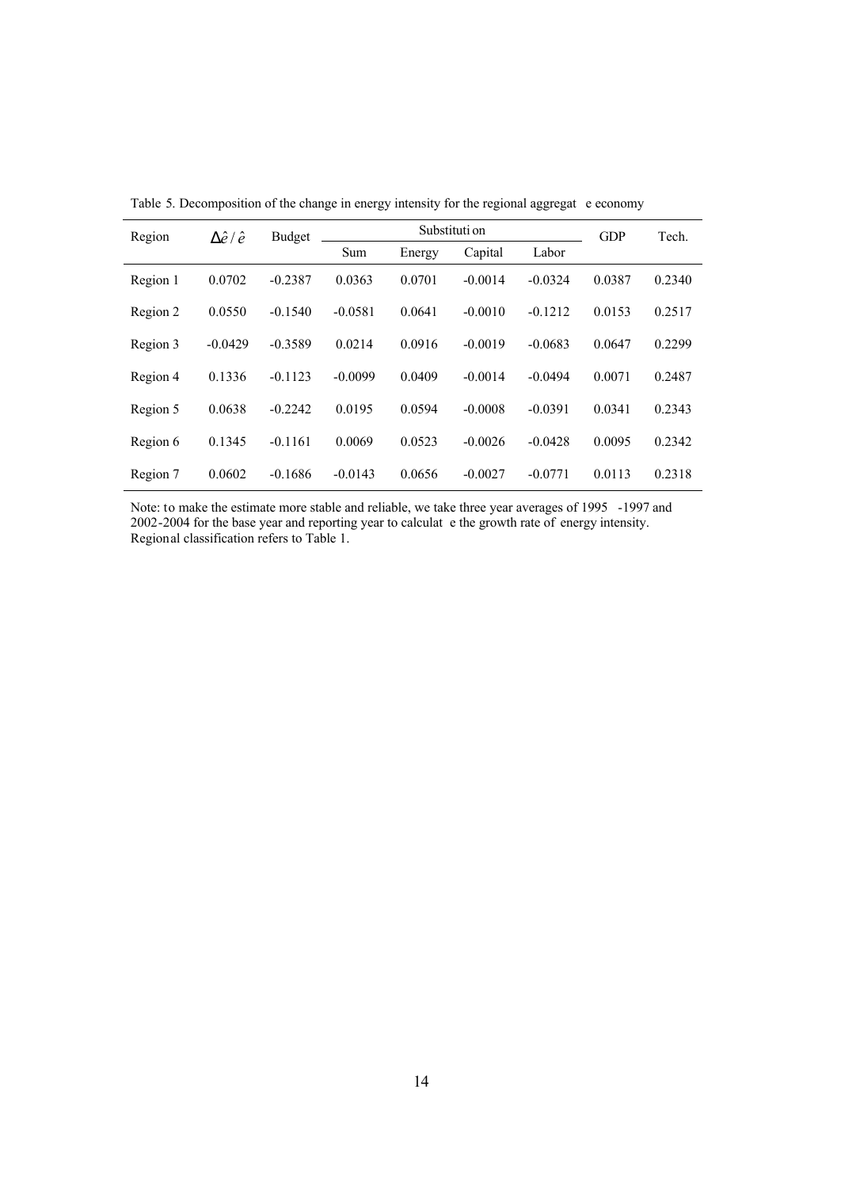Table 5. Decomposition of the change in energy intensity for the regional aggregate economy

| Region | $\Delta\hat{e}/\hat{e}$ | Budget | Substitution | | | | GDP | Tech. |
|---|---|---|---|---|---|---|---|---|
| | | | Sum | Energy | Capital | Labor | | |
| Region 1 | 0.0702 | -0.2387 | 0.0363 | 0.0701 | -0.0014 | -0.0324 | 0.0387 | 0.2340 |
| Region 2 | 0.0550 | -0.1540 | -0.0581 | 0.0641 | -0.0010 | -0.1212 | 0.0153 | 0.2517 |
| Region 3 | -0.0429 | -0.3589 | 0.0214 | 0.0916 | -0.0019 | -0.0683 | 0.0647 | 0.2299 |
| Region 4 | 0.1336 | -0.1123 | -0.0099 | 0.0409 | -0.0014 | -0.0494 | 0.0071 | 0.2487 |
| Region 5 | 0.0638 | -0.2242 | 0.0195 | 0.0594 | -0.0008 | -0.0391 | 0.0341 | 0.2343 |
| Region 6 | 0.1345 | -0.1161 | 0.0069 | 0.0523 | -0.0026 | -0.0428 | 0.0095 | 0.2342 |
| Region 7 | 0.0602 | -0.1686 | -0.0143 | 0.0656 | -0.0027 | -0.0771 | 0.0113 | 0.2318 |

Note: to make the estimate more stable and reliable, we take three year averages of 1995-1997 and 2002-2004 for the base year and reporting year to calculate the growth rate of energy intensity. Regional classification refers to Table 1.